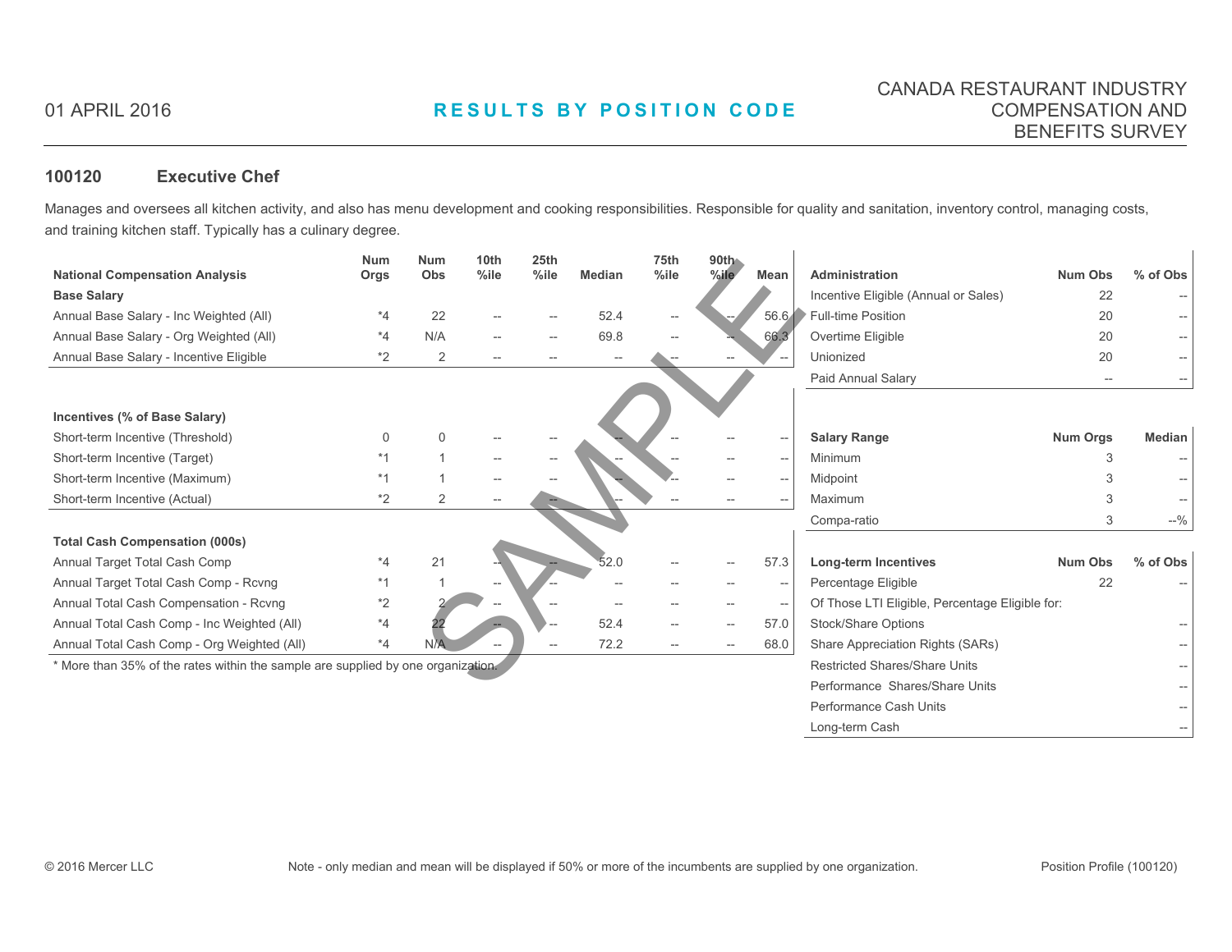01 APRIL 2016

**RESULTS BY POSITION CODE**

CANADA RESTAURANT INDUSTRY COMPENSATION AND BENEFITS SURVEY

## 100120 Executive Chef

Manages and oversees all kitchen activity, and also has menu development and cooking responsibilities. Responsible for quality and sanitation, inventory control, managing costs, and training kitchen staff. Typically has a culinary degree.

| National Compensation Analysis | Num Orgs | Num Obs | 10th %ile | 25th %ile | Median | 75th %ile | 90th %ile | Mean |
|---|---|---|---|---|---|---|---|---|
| **Base Salary** | | | | | | | | |
| Annual Base Salary - Inc Weighted (All) | *4 | 22 | -- | -- | 52.4 | -- | -- | 56.6 |
| Annual Base Salary - Org Weighted (All) | *4 | N/A | -- | -- | 69.8 | -- | -- | 66.3 |
| Annual Base Salary - Incentive Eligible | *2 | 2 | -- | -- | -- | -- | -- | -- |
| **Incentives (% of Base Salary)** | | | | | | | | |
| Short-term Incentive (Threshold) | 0 | 0 | -- | -- | -- | -- | -- | -- |
| Short-term Incentive (Target) | *1 | 1 | -- | -- | -- | -- | -- | -- |
| Short-term Incentive (Maximum) | *1 | 1 | -- | -- | -- | -- | -- | -- |
| Short-term Incentive (Actual) | *2 | 2 | -- | -- | -- | -- | -- | -- |
| **Total Cash Compensation (000s)** | | | | | | | | |
| Annual Target Total Cash Comp | *4 | 21 | -- | -- | 52.0 | -- | -- | 57.3 |
| Annual Target Total Cash Comp - Rcvng | *1 | 1 | -- | -- | -- | -- | -- | -- |
| Annual Total Cash Compensation - Rcvng | *2 | 2 | -- | -- | -- | -- | -- | -- |
| Annual Total Cash Comp - Inc Weighted (All) | *4 | 22 | -- | -- | 52.4 | -- | -- | 57.0 |
| Annual Total Cash Comp - Org Weighted (All) | *4 | N/A | -- | -- | 72.2 | -- | -- | 68.0 |

* More than 35% of the rates within the sample are supplied by one organization.

| Administration | Num Obs | % of Obs |
|---|---|---|
| Incentive Eligible (Annual or Sales) | 22 | -- |
| Full-time Position | 20 | -- |
| Overtime Eligible | 20 | -- |
| Unionized | 20 | -- |
| Paid Annual Salary | -- | -- |

| Salary Range | Num Orgs | Median |
|---|---|---|
| Minimum | 3 | -- |
| Midpoint | 3 | -- |
| Maximum | 3 | -- |
| Compa-ratio | 3 | --% |

| Long-term Incentives | Num Obs | % of Obs |
|---|---|---|
| Percentage Eligible | 22 | -- |
| Of Those LTI Eligible, Percentage Eligible for: | | |
| Stock/Share Options | | -- |
| Share Appreciation Rights (SARs) | | -- |
| Restricted Shares/Share Units | | -- |
| Performance Shares/Share Units | | -- |
| Performance Cash Units | | -- |
| Long-term Cash | | -- |

Note - only median and mean will be displayed if 50% or more of the incumbents are supplied by one organization.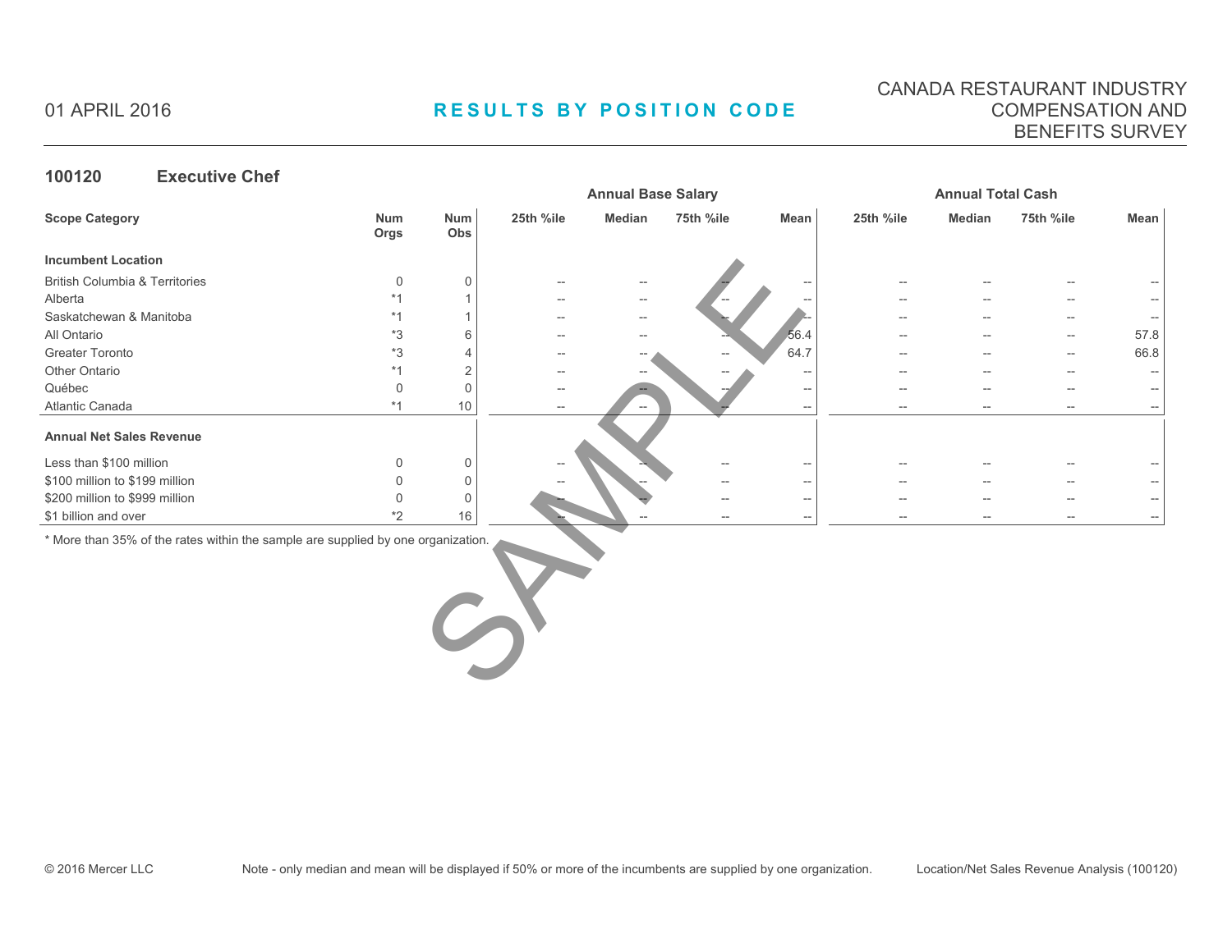01 APRIL 2016

## RESULTS BY POSITION CODE

CANADA RESTAURANT INDUSTRY COMPENSATION AND BENEFITS SURVEY

### 100120 Executive Chef

| Scope Category | Num Orgs | Num Obs | Annual Base Salary | | | | Annual Total Cash | | | |
|---|---|---|---|---|---|---|---|---|---|---|
| | | | 25th %ile | Median | 75th %ile | Mean | 25th %ile | Median | 75th %ile | Mean |
| **Incumbent Location** | | | | | | | | | | |
| British Columbia & Territories | 0 | 0 | -- | -- | -- | -- | -- | -- | -- | -- |
| Alberta | *1 | 1 | -- | -- | -- | -- | -- | -- | -- | -- |
| Saskatchewan & Manitoba | *1 | 1 | -- | -- | -- | -- | -- | -- | -- | -- |
| All Ontario | *3 | 6 | -- | -- | -- | 56.4 | -- | -- | -- | 57.8 |
| Greater Toronto | *3 | 4 | -- | -- | -- | 64.7 | -- | -- | -- | 66.8 |
| Other Ontario | *1 | 2 | -- | -- | -- | -- | -- | -- | -- | -- |
| Québec | 0 | 0 | -- | -- | -- | -- | -- | -- | -- | -- |
| Atlantic Canada | *1 | 10 | -- | -- | -- | -- | -- | -- | -- | -- |
| **Annual Net Sales Revenue** | | | | | | | | | | |
| Less than $100 million | 0 | 0 | -- | -- | -- | -- | -- | -- | -- | -- |
| $100 million to $199 million | 0 | 0 | -- | -- | -- | -- | -- | -- | -- | -- |
| $200 million to $999 million | 0 | 0 | -- | -- | -- | -- | -- | -- | -- | -- |
| $1 billion and over | *2 | 16 | -- | -- | -- | -- | -- | -- | -- | -- |

* More than 35% of the rates within the sample are supplied by one organization.

SAMPLE

© 2016 Mercer LLC

Note - only median and mean will be displayed if 50% or more of the incumbents are supplied by one organization.

Location/Net Sales Revenue Analysis (100120)